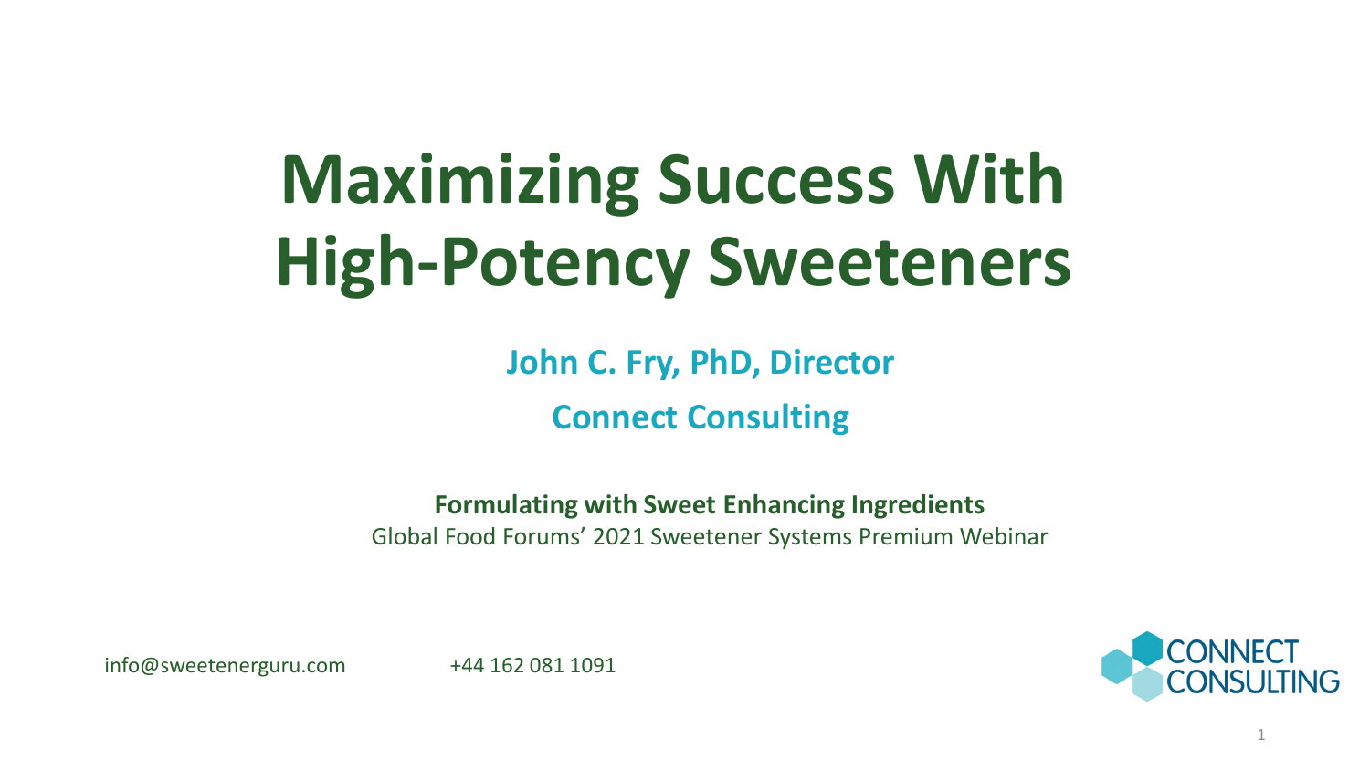# Maximizing Success With High-Potency Sweeteners

**John C. Fry, PhD, Director**

**Connect Consulting**

**Formulating with Sweet Enhancing Ingredients**

Global Food Forums' 2021 Sweetener Systems Premium Webinar

info@sweetenerguru.com +44 162 081 1091

CONNECT CONSULTING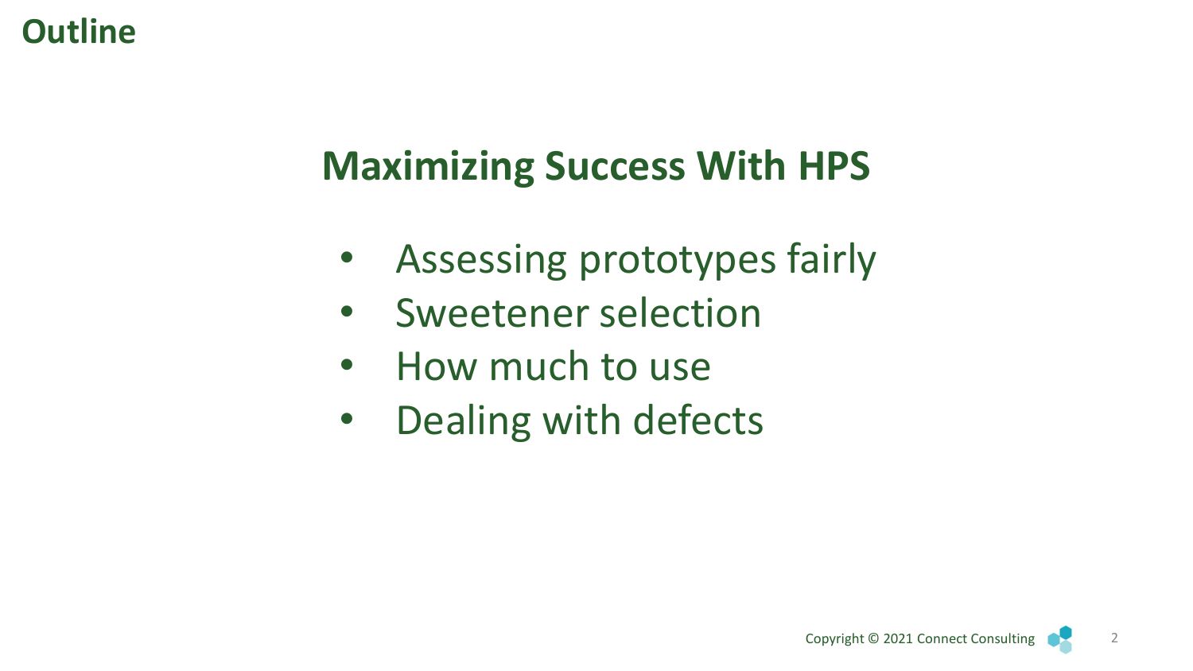# Outline

## Maximizing Success With HPS

- Assessing prototypes fairly
- Sweetener selection
- How much to use
- Dealing with defects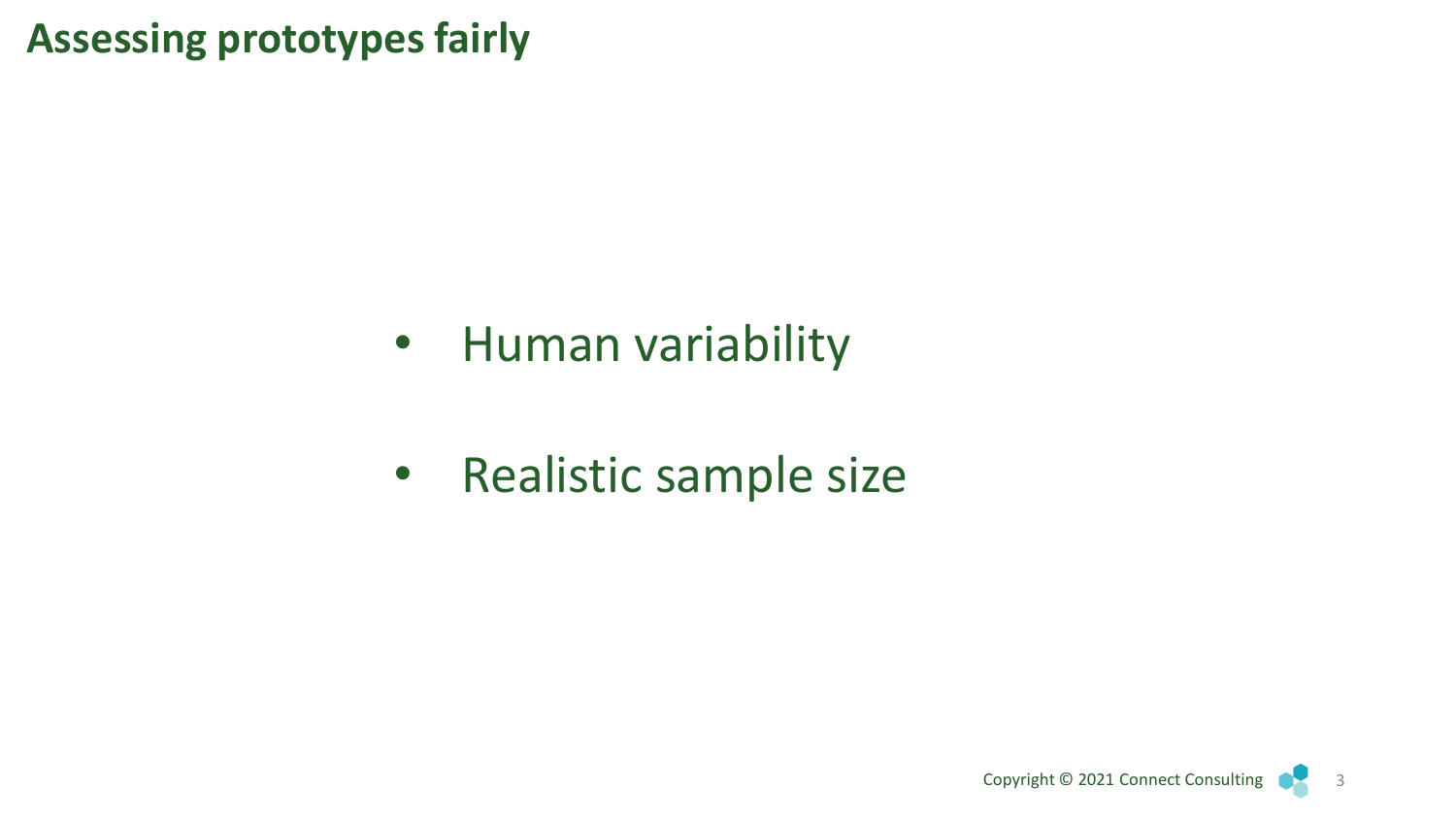# Assessing prototypes fairly

- Human variability
- Realistic sample size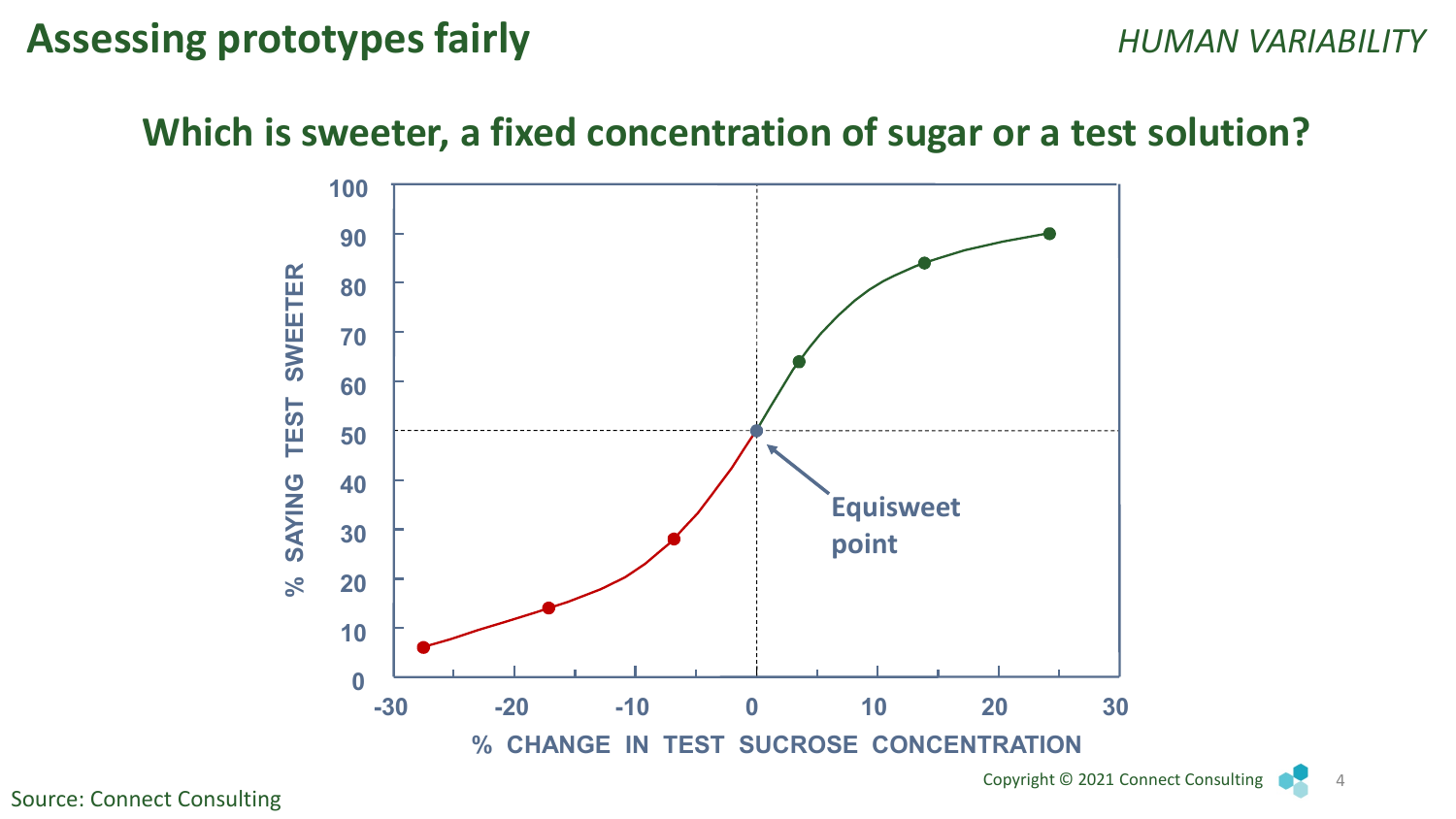# Assessing prototypes fairly

*HUMAN VARIABILITY*

## Which is sweeter, a fixed concentration of sugar or a test solution?

% SAYING TEST SWEETER

% CHANGE IN TEST SUCROSE CONCENTRATION

Equisweet point

Source: Connect Consulting

Copyright © 2021 Connect Consulting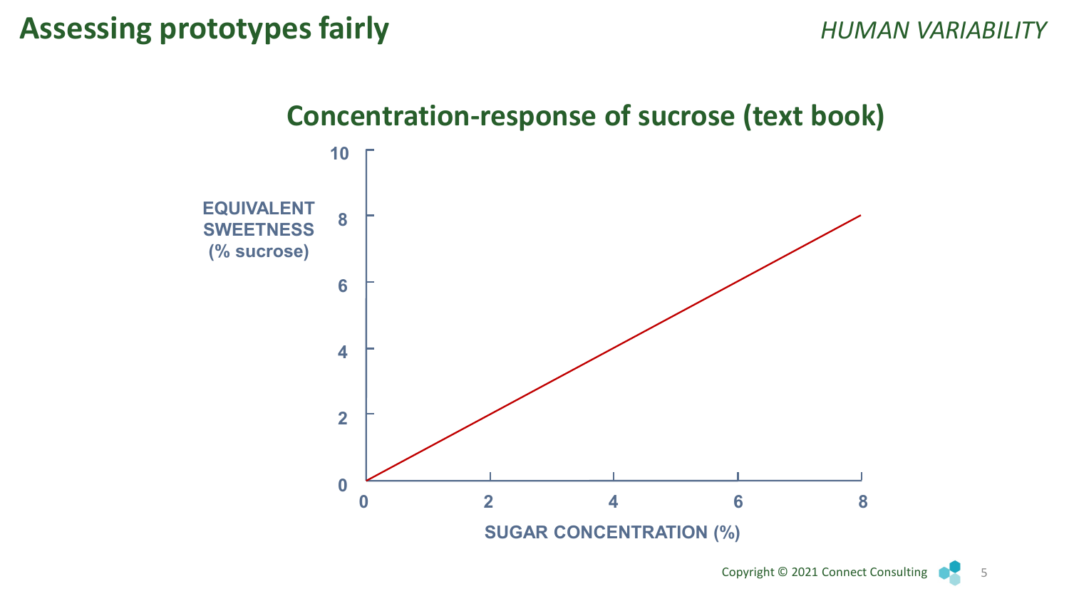# Assessing prototypes fairly

*HUMAN VARIABILITY*

## Concentration-response of sucrose (text book)

EQUIVALENT SWEETNESS (% sucrose)

SUGAR CONCENTRATION (%)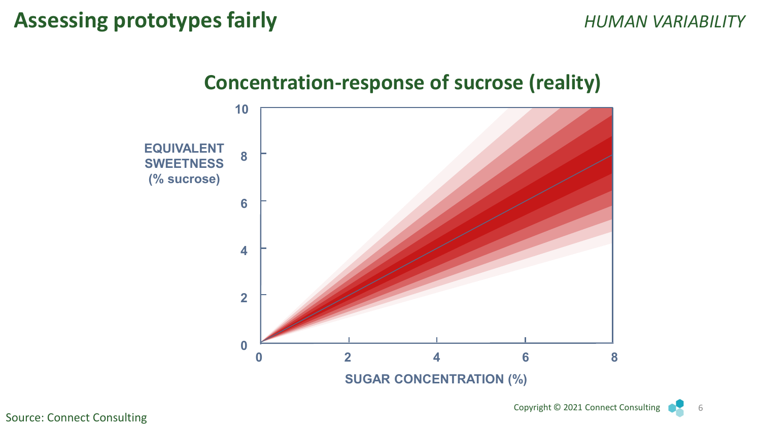# Assessing prototypes fairly

*HUMAN VARIABILITY*

## Concentration-response of sucrose (reality)

EQUIVALENT SWEETNESS (% sucrose)

SUGAR CONCENTRATION (%)

Source: Connect Consulting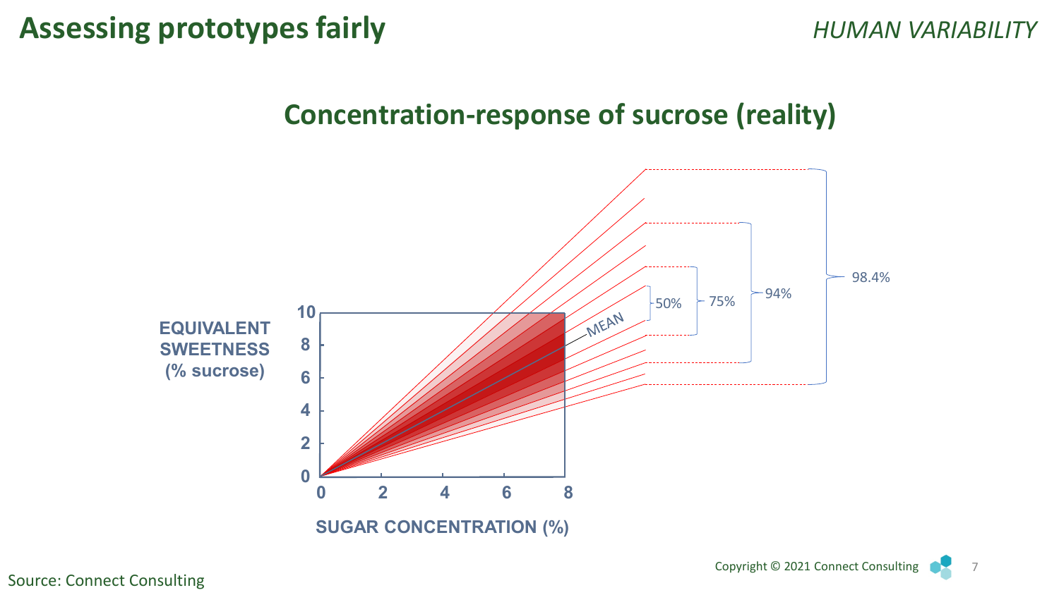# Assessing prototypes fairly

*HUMAN VARIABILITY*

## Concentration-response of sucrose (reality)

EQUIVALENT SWEETNESS (% sucrose)

SUGAR CONCENTRATION (%)

MEAN

50%

75%

94%

98.4%

Source: Connect Consulting

Copyright © 2021 Connect Consulting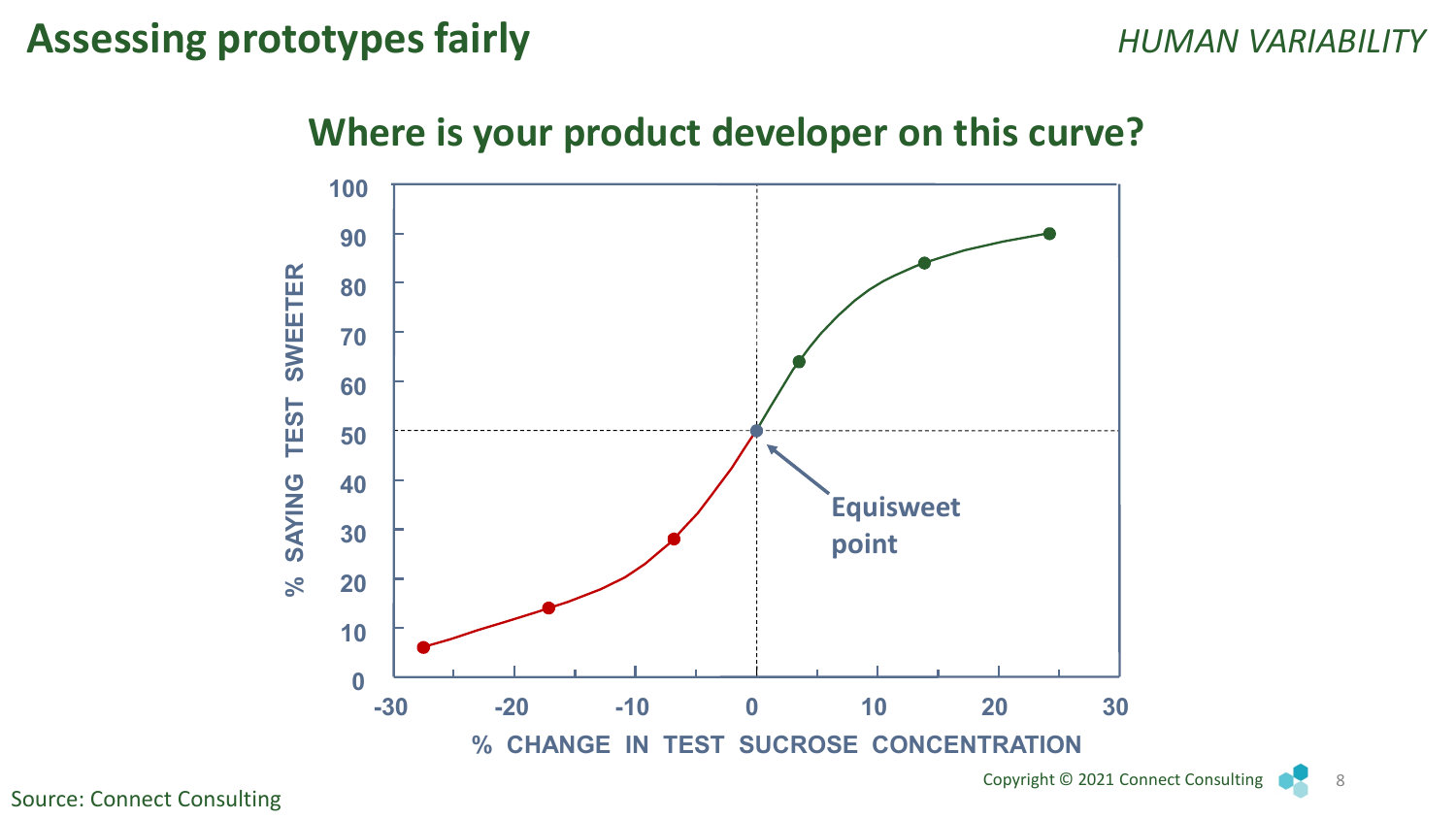# Assessing prototypes fairly

*HUMAN VARIABILITY*

## Where is your product developer on this curve?

% SAYING TEST SWEETER

% CHANGE IN TEST SUCROSE CONCENTRATION

Equisweet point

Source: Connect Consulting

Copyright © 2021 Connect Consulting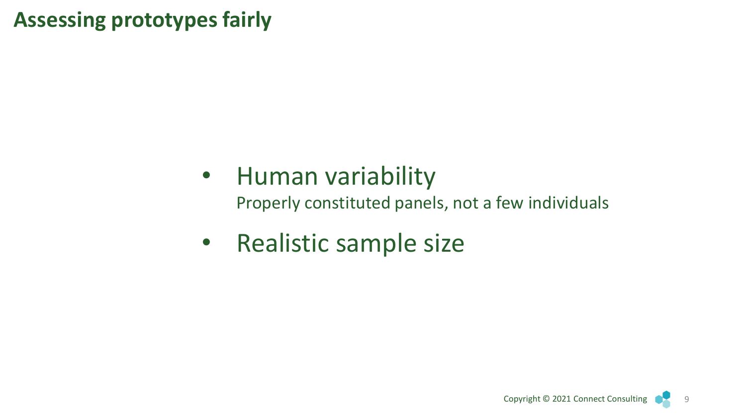# Assessing prototypes fairly

- Human variability
  Properly constituted panels, not a few individuals
- Realistic sample size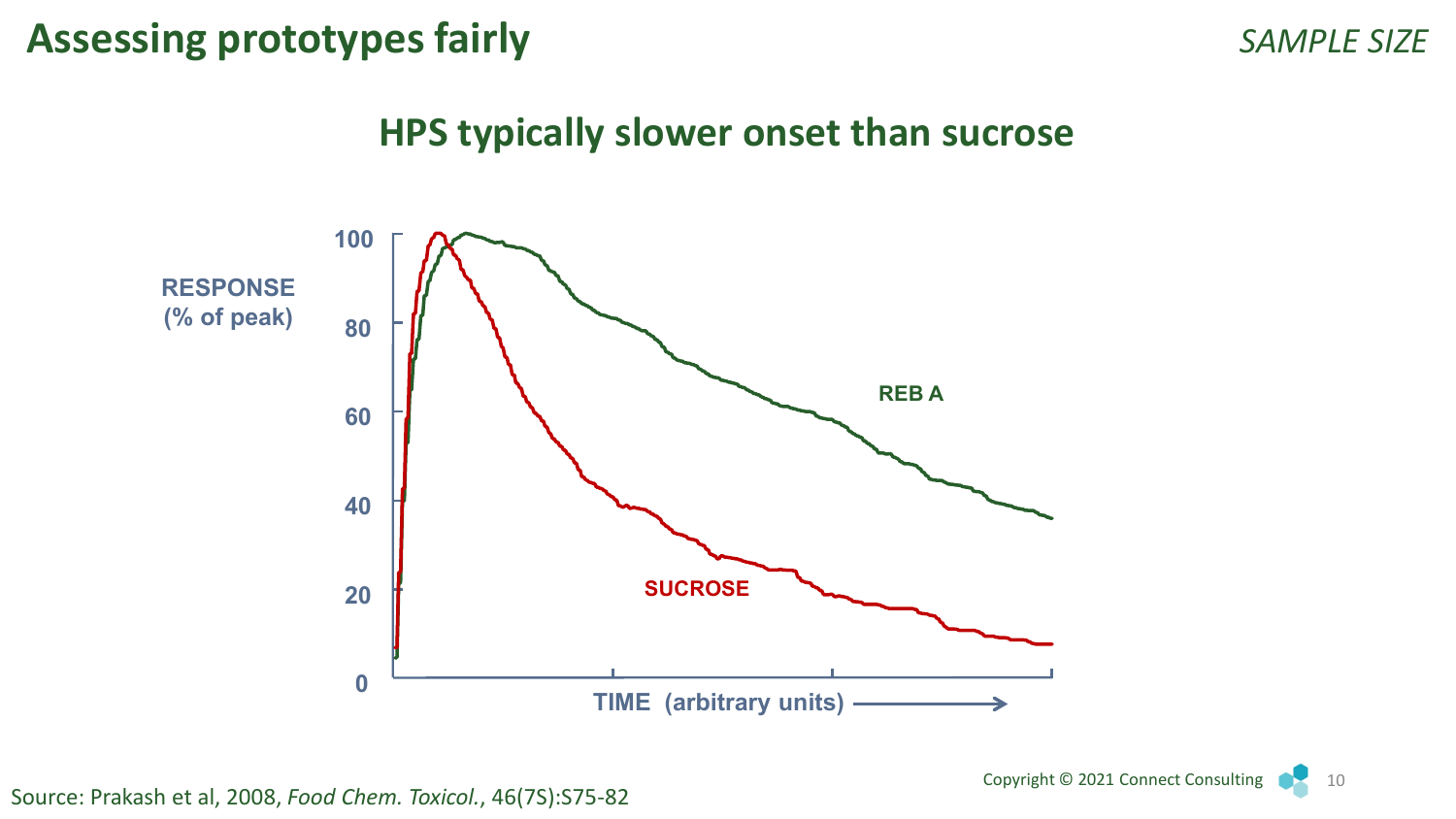# Assessing prototypes fairly

*SAMPLE SIZE*

## HPS typically slower onset than sucrose

RESPONSE (% of peak)

100

80

60

40

20

0

REB A

SUCROSE

TIME (arbitrary units) ⟶

Source: Prakash et al, 2008, *Food Chem. Toxicol.*, 46(7S):S75-82

Copyright © 2021 Connect Consulting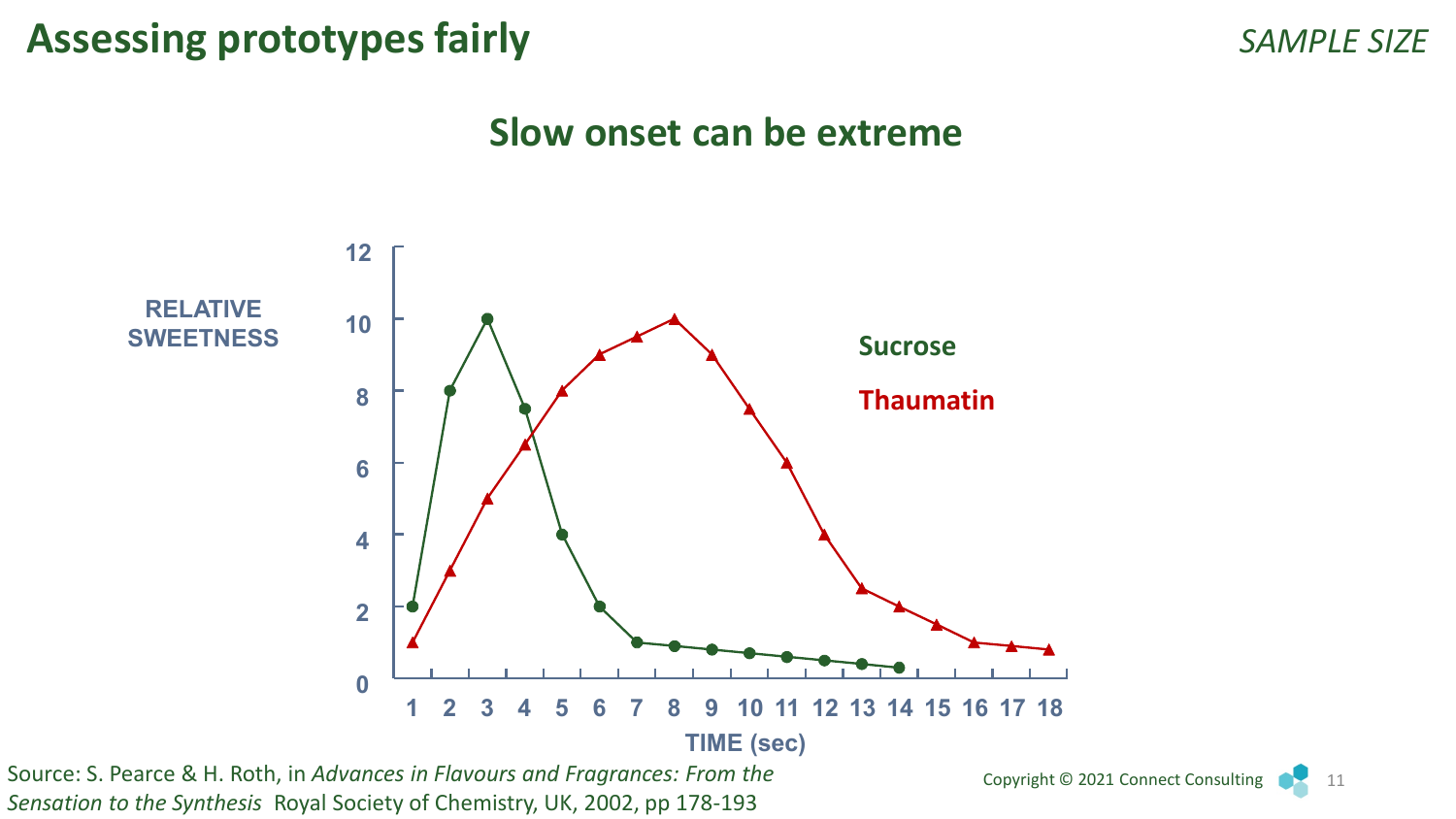# Assessing prototypes fairly

*SAMPLE SIZE*

## Slow onset can be extreme

RELATIVE SWEETNESS

TIME (sec)

Sucrose

Thaumatin

Source: S. Pearce & H. Roth, in *Advances in Flavours and Fragrances: From the Sensation to the Synthesis* Royal Society of Chemistry, UK, 2002, pp 178-193

Copyright © 2021 Connect Consulting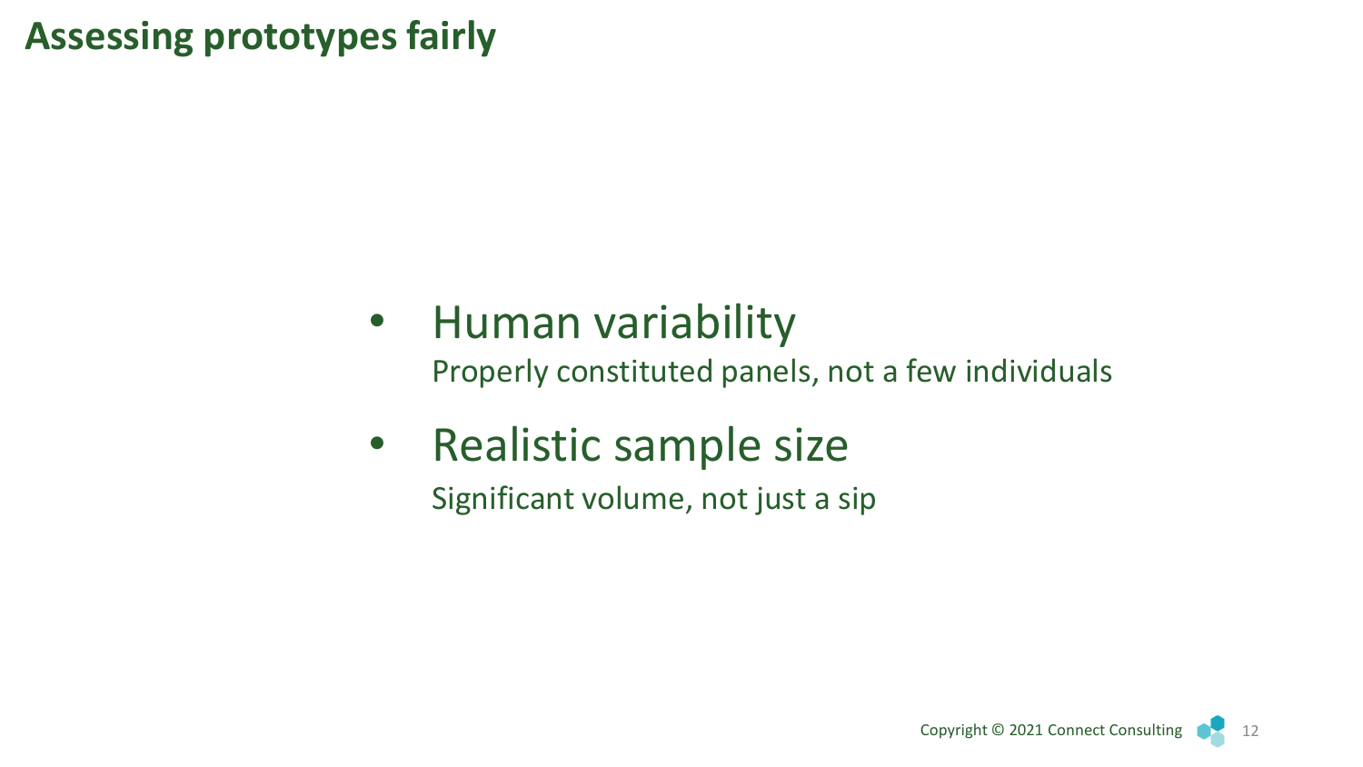# Assessing prototypes fairly

- Human variability
  Properly constituted panels, not a few individuals
- Realistic sample size
  Significant volume, not just a sip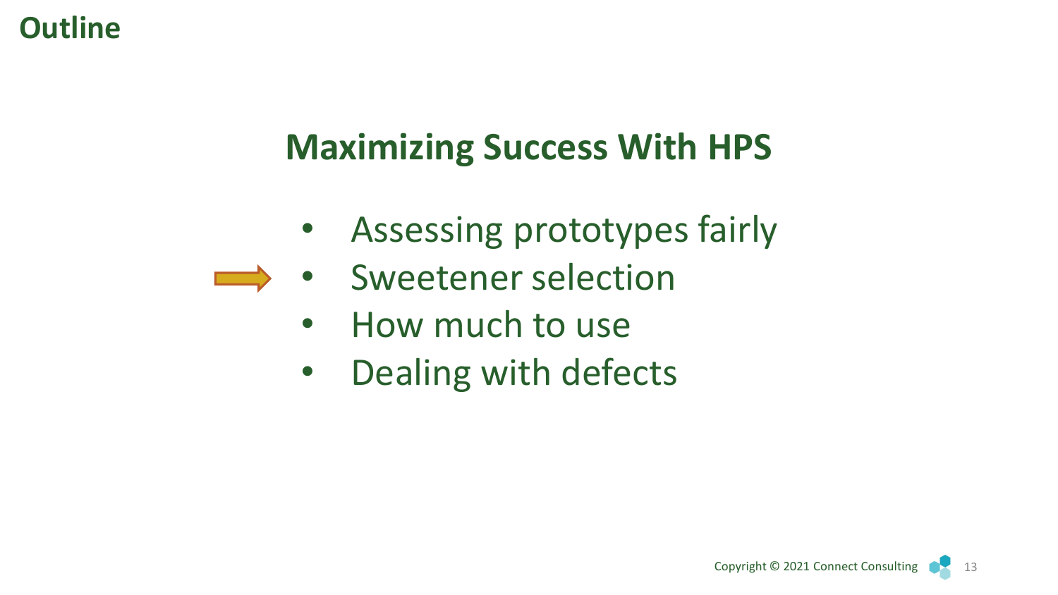# Outline

## Maximizing Success With HPS

- Assessing prototypes fairly
- Sweetener selection
- How much to use
- Dealing with defects

Copyright © 2021 Connect Consulting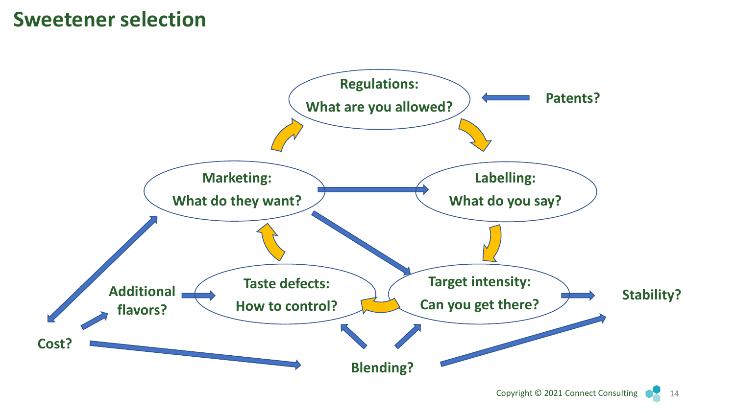# Sweetener selection

Regulations: What are you allowed?

Patents?

Marketing: What do they want?

Labelling: What do you say?

Taste defects: How to control?

Target intensity: Can you get there?

Additional flavors?

Stability?

Cost?

Blending?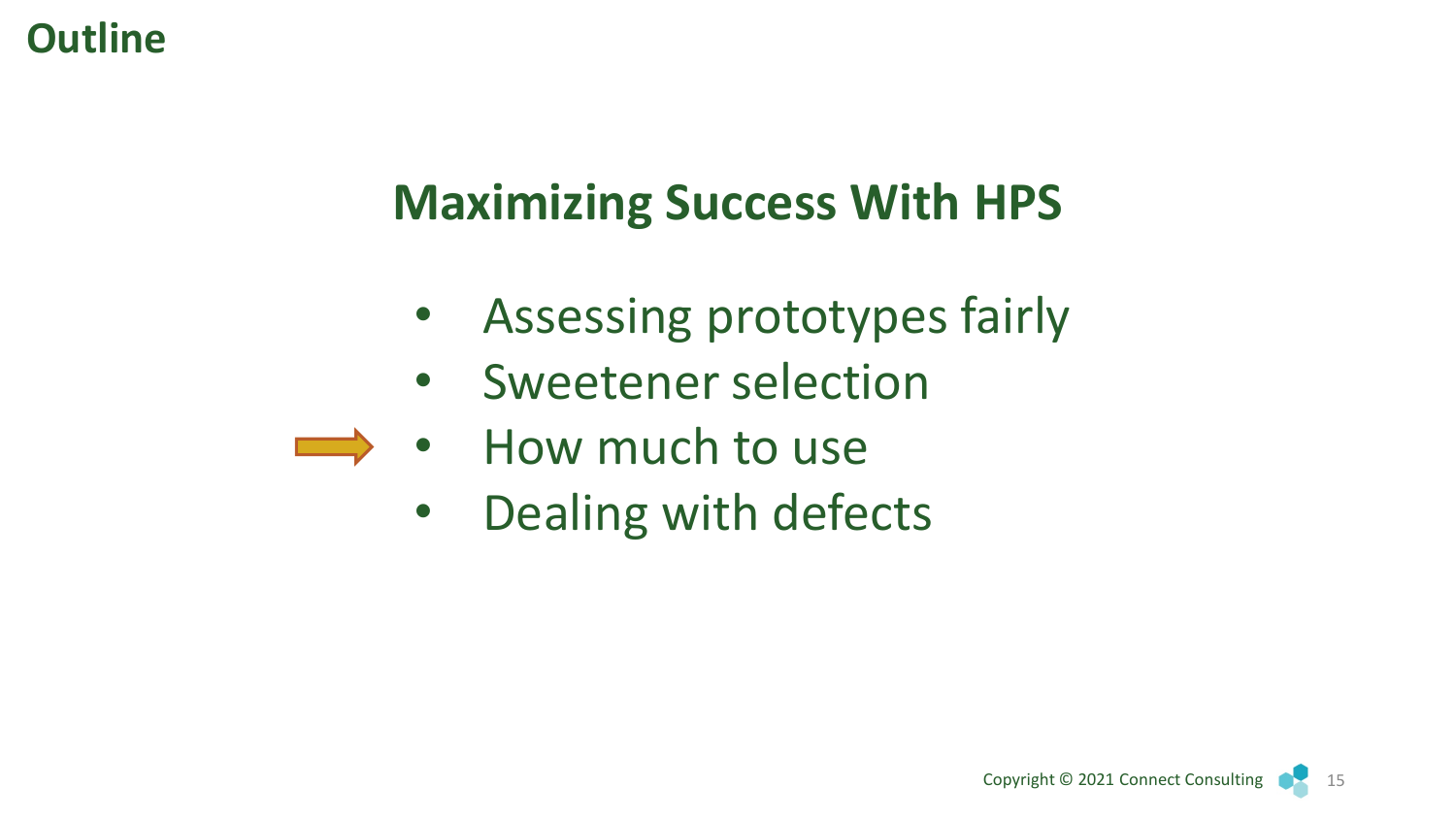# Outline

## Maximizing Success With HPS

- Assessing prototypes fairly
- Sweetener selection
- How much to use
- Dealing with defects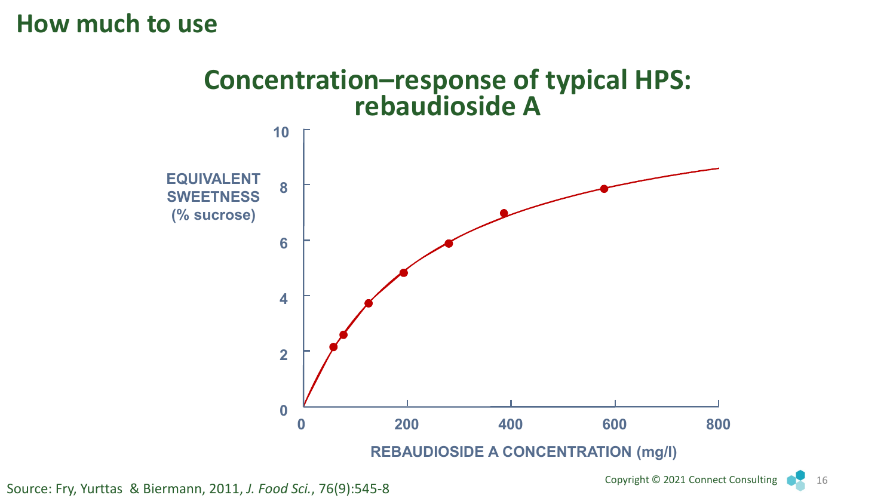# How much to use

## Concentration–response of typical HPS: rebaudioside A

EQUIVALENT SWEETNESS (% sucrose)

REBAUDIOSIDE A CONCENTRATION (mg/l)

Source: Fry, Yurttas & Biermann, 2011, *J. Food Sci.*, 76(9):545-8

Copyright © 2021 Connect Consulting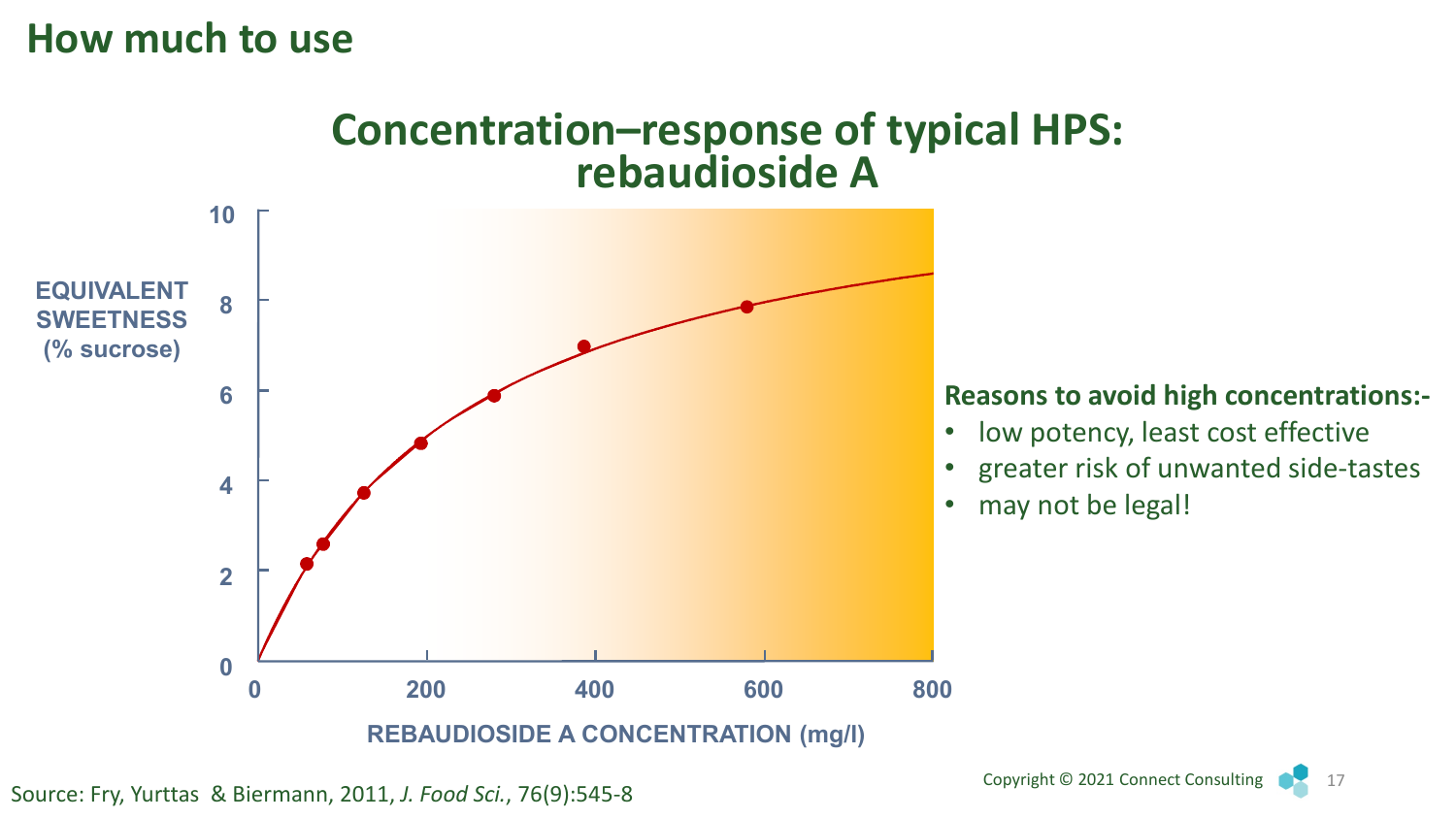# How much to use

## Concentration–response of typical HPS: rebaudioside A

EQUIVALENT SWEETNESS (% sucrose)

REBAUDIOSIDE A CONCENTRATION (mg/l)

**Reasons to avoid high concentrations:-**

- low potency, least cost effective
- greater risk of unwanted side-tastes
- may not be legal!

Source: Fry, Yurttas & Biermann, 2011, *J. Food Sci.*, 76(9):545-8

Copyright © 2021 Connect Consulting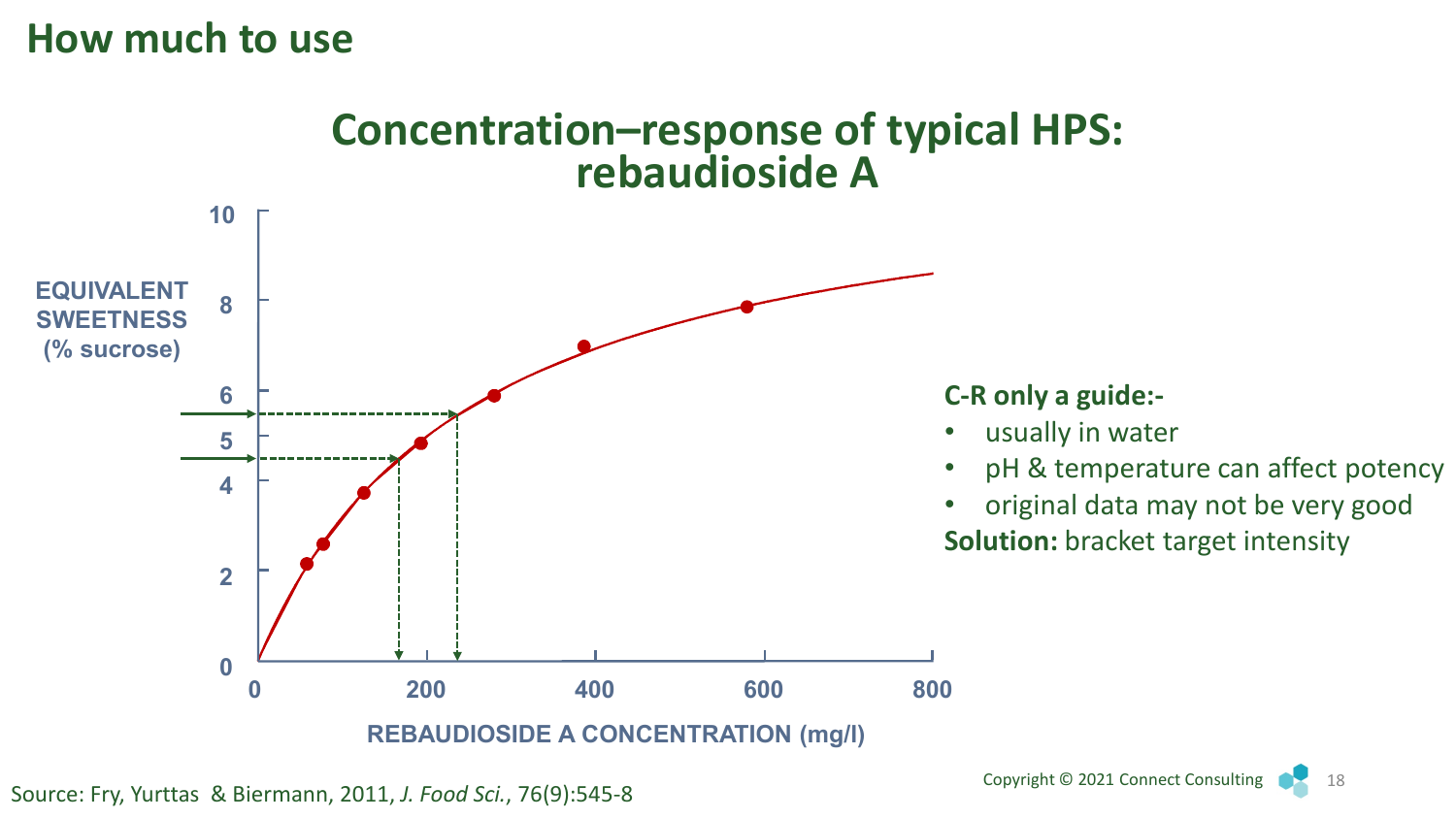# How much to use

## Concentration–response of typical HPS: rebaudioside A

EQUIVALENT SWEETNESS (% sucrose)

REBAUDIOSIDE A CONCENTRATION (mg/l)

**C-R only a guide:-**

- usually in water
- pH & temperature can affect potency
- original data may not be very good

**Solution:** bracket target intensity

Source: Fry, Yurttas & Biermann, 2011, *J. Food Sci.*, 76(9):545-8

Copyright © 2021 Connect Consulting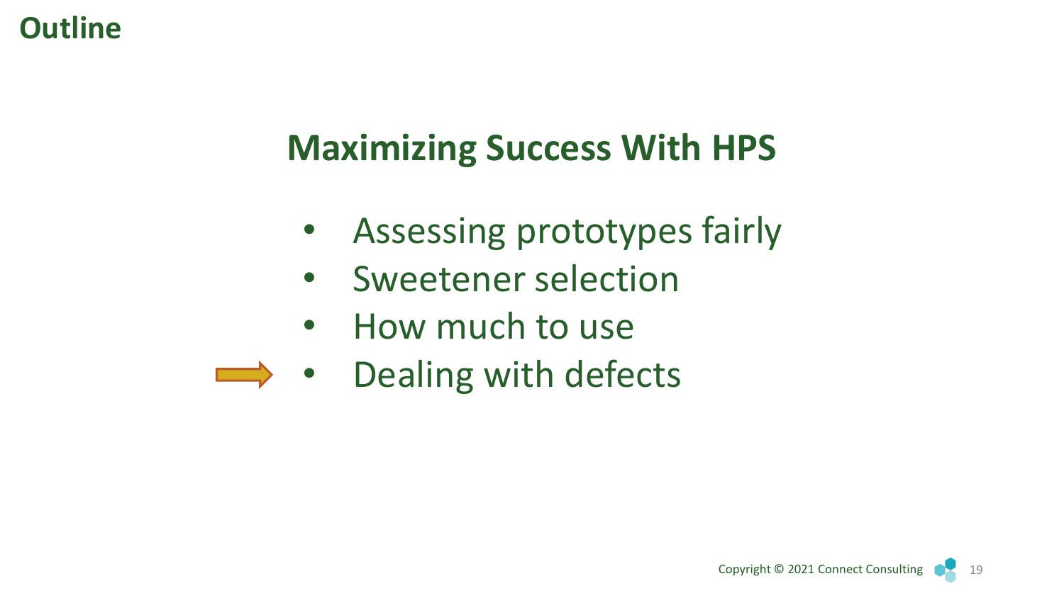# Outline

## Maximizing Success With HPS

- Assessing prototypes fairly
- Sweetener selection
- How much to use
- Dealing with defects

Copyright © 2021 Connect Consulting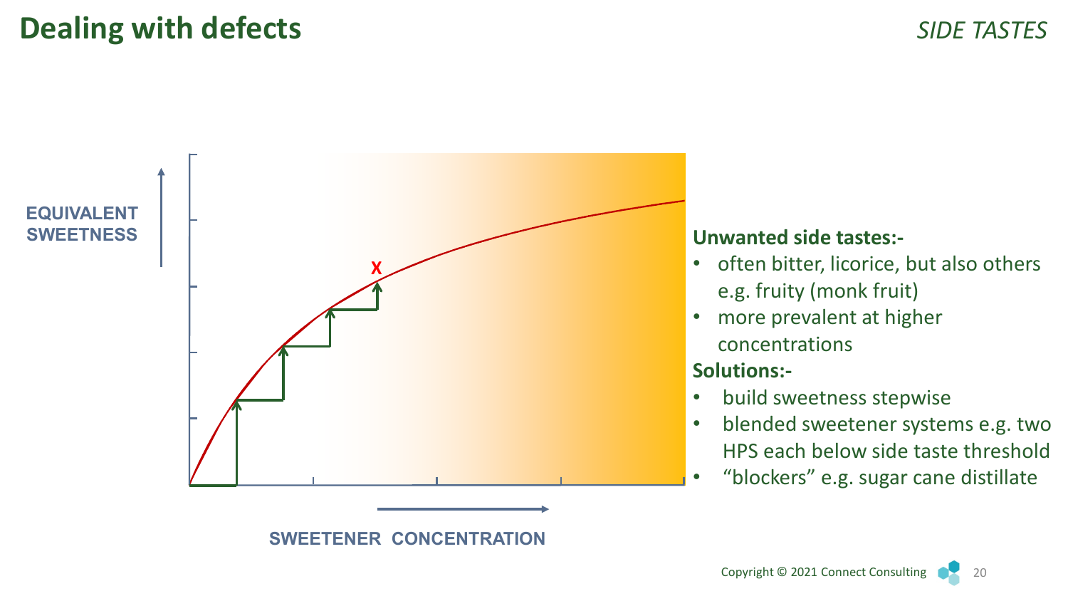# Dealing with defects

*SIDE TASTES*

EQUIVALENT SWEETNESS

SWEETENER CONCENTRATION

X

**Unwanted side tastes:-**

- often bitter, licorice, but also others e.g. fruity (monk fruit)
- more prevalent at higher concentrations

**Solutions:-**

- build sweetness stepwise
- blended sweetener systems e.g. two HPS each below side taste threshold
- "blockers" e.g. sugar cane distillate

Copyright © 2021 Connect Consulting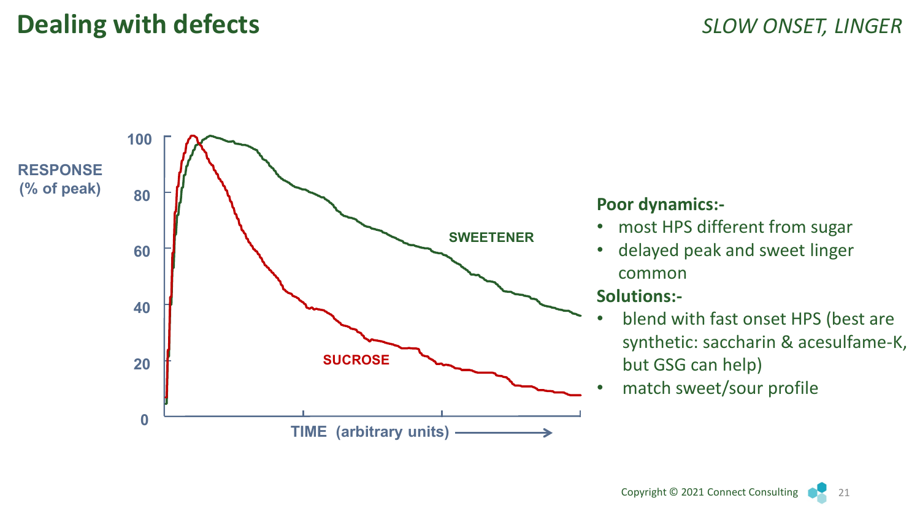# Dealing with defects

*SLOW ONSET, LINGER*

RESPONSE (% of peak)

100

80

60

40

20

0

SWEETENER

SUCROSE

TIME (arbitrary units)

**Poor dynamics:-**

- most HPS different from sugar
- delayed peak and sweet linger common

**Solutions:-**

- blend with fast onset HPS (best are synthetic: saccharin & acesulfame-K, but GSG can help)
- match sweet/sour profile

Copyright © 2021 Connect Consulting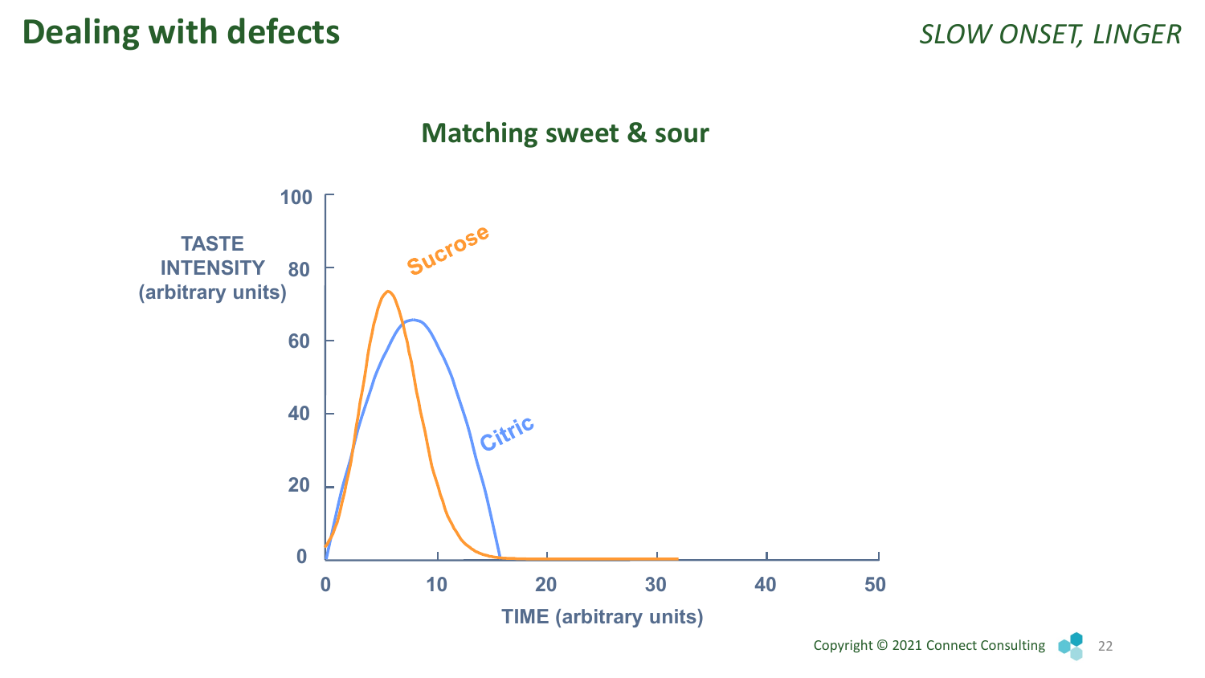# Dealing with defects

*SLOW ONSET, LINGER*

## Matching sweet & sour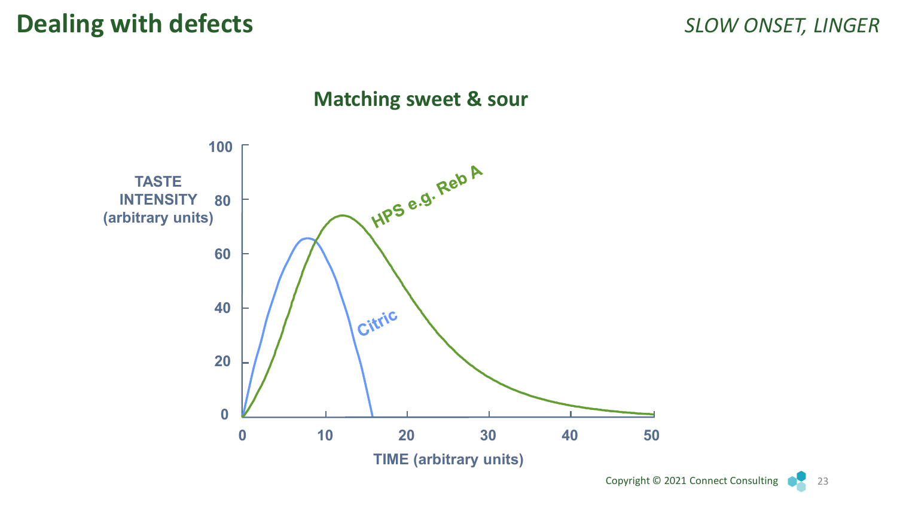# Dealing with defects

*SLOW ONSET, LINGER*

## Matching sweet & sour

TASTE INTENSITY (arbitrary units)

100

80

60

40

20

0

0 10 20 30 40 50

TIME (arbitrary units)

HPS e.g. Reb A

Citric

Copyright © 2021 Connect Consulting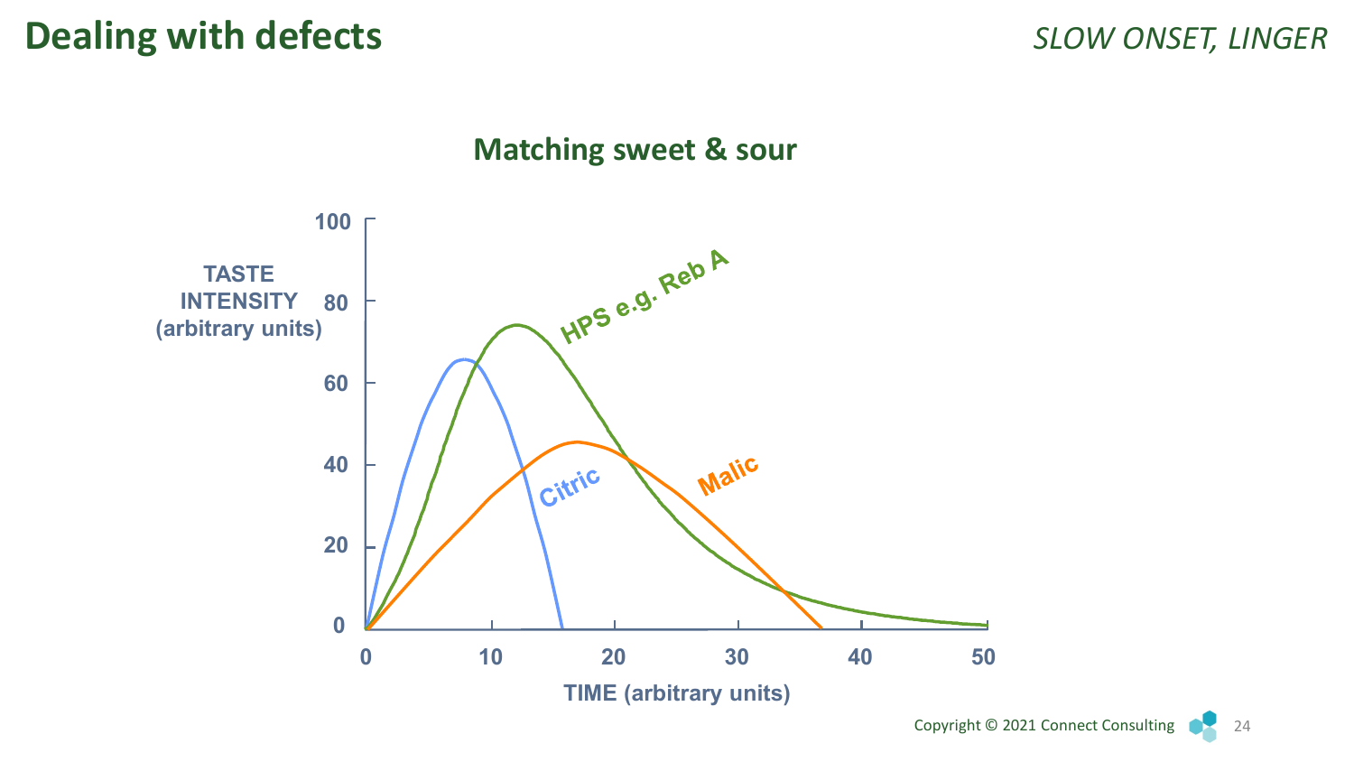# Dealing with defects

*SLOW ONSET, LINGER*

## Matching sweet & sour

TASTE INTENSITY (arbitrary units)

100
80
60
40
20
0

0 10 20 30 40 50

TIME (arbitrary units)

HPS e.g. Reb A

Citric

Malic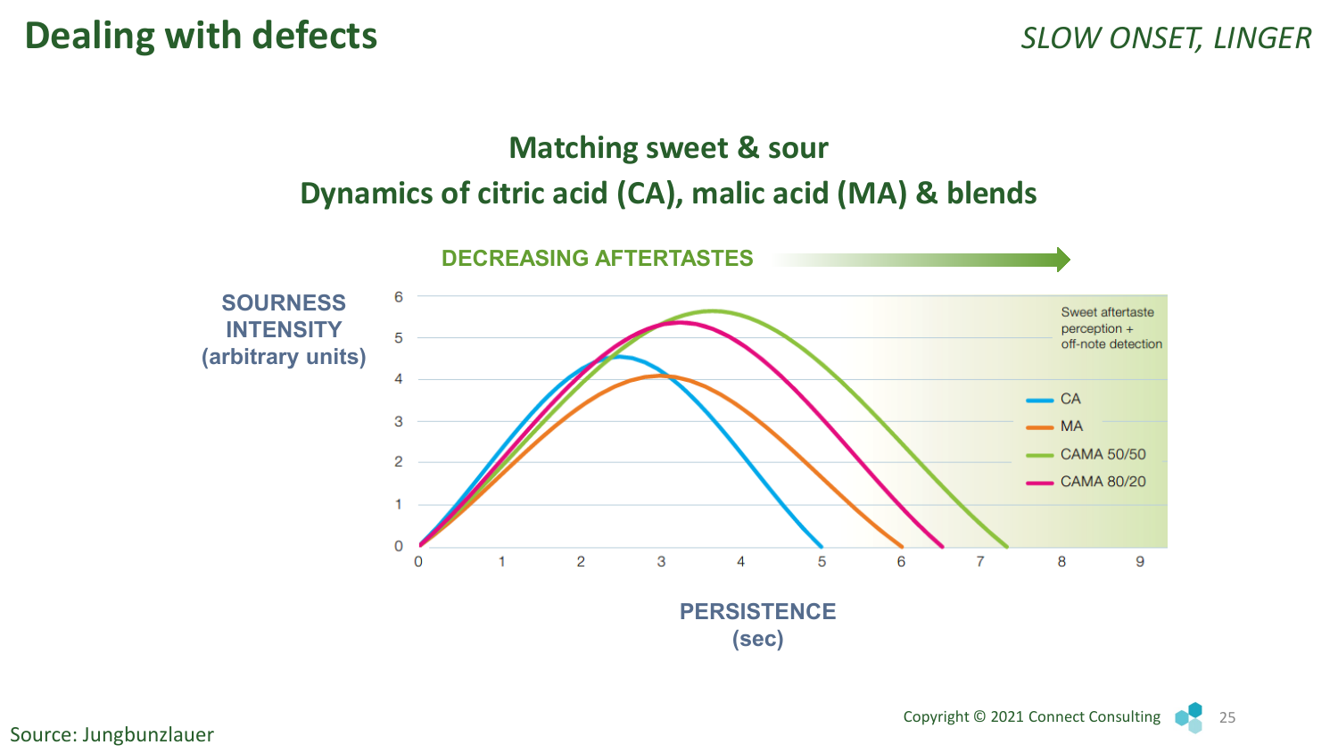# Dealing with defects

*SLOW ONSET, LINGER*

## Matching sweet & sour

## Dynamics of citric acid (CA), malic acid (MA) & blends

DECREASING AFTERTASTES

SOURNESS INTENSITY (arbitrary units)

PERSISTENCE (sec)

Sweet aftertaste perception + off-note detection

- CA
- MA
- CAMA 50/50
- CAMA 80/20

Source: Jungbunzlauer

Copyright © 2021 Connect Consulting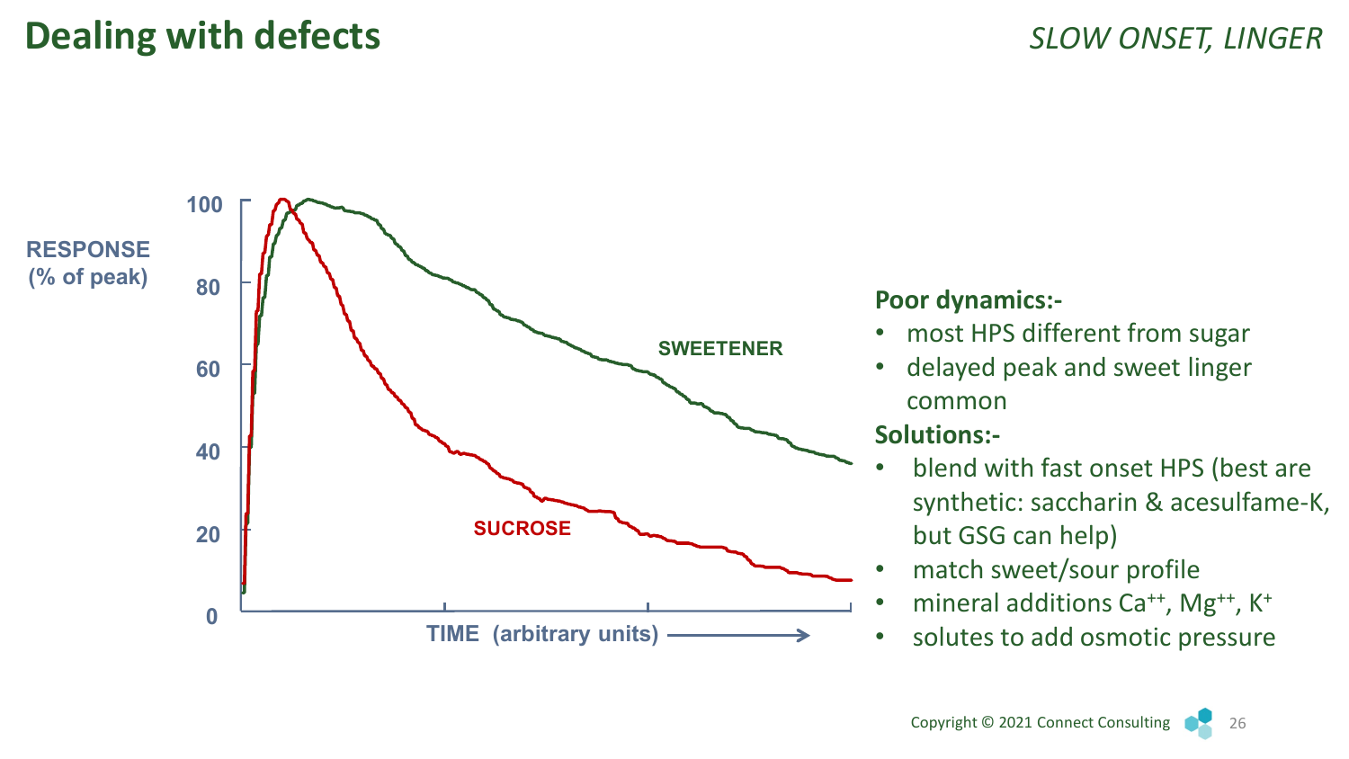# Dealing with defects

*SLOW ONSET, LINGER*

RESPONSE (% of peak)

100
80
60
40
20
0

SWEETENER

SUCROSE

TIME (arbitrary units) →

**Poor dynamics:-**

- most HPS different from sugar
- delayed peak and sweet linger common

**Solutions:-**

- blend with fast onset HPS (best are synthetic: saccharin & acesulfame-K, but GSG can help)
- match sweet/sour profile
- mineral additions $Ca^{++}$, $Mg^{++}$, $K^{+}$
- solutes to add osmotic pressure

Copyright © 2021 Connect Consulting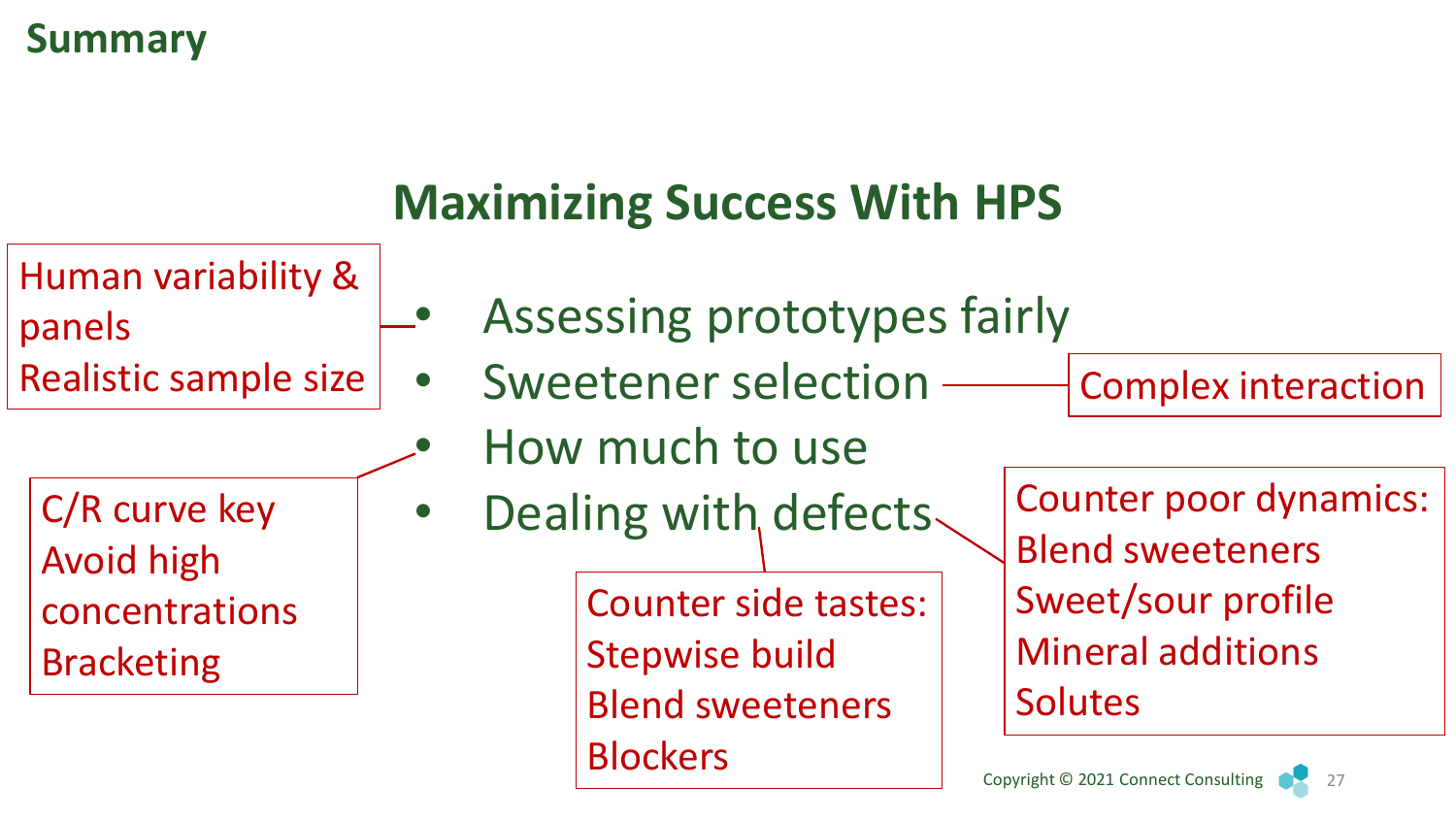# Summary

## Maximizing Success With HPS

- Assessing prototypes fairly
  - Human variability & panels
  - Realistic sample size
- Sweetener selection
  - Complex interaction
- How much to use
  - C/R curve key
  - Avoid high concentrations
  - Bracketing
- Dealing with defects
  - Counter side tastes:
    - Stepwise build
    - Blend sweeteners
    - Blockers
  - Counter poor dynamics:
    - Blend sweeteners
    - Sweet/sour profile
    - Mineral additions
    - Solutes

Copyright © 2021 Connect Consulting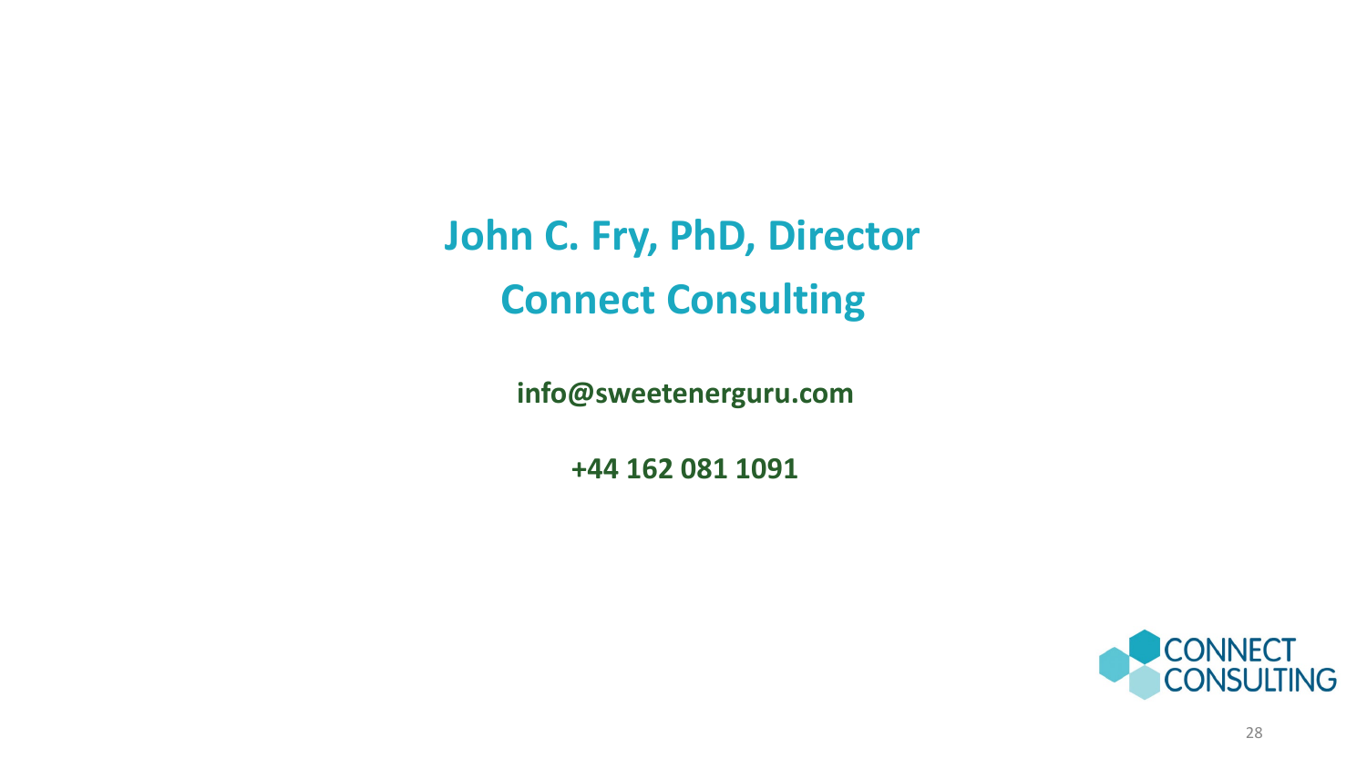**John C. Fry, PhD, Director**

**Connect Consulting**

**info@sweetenerguru.com**

**+44 162 081 1091**

CONNECT CONSULTING